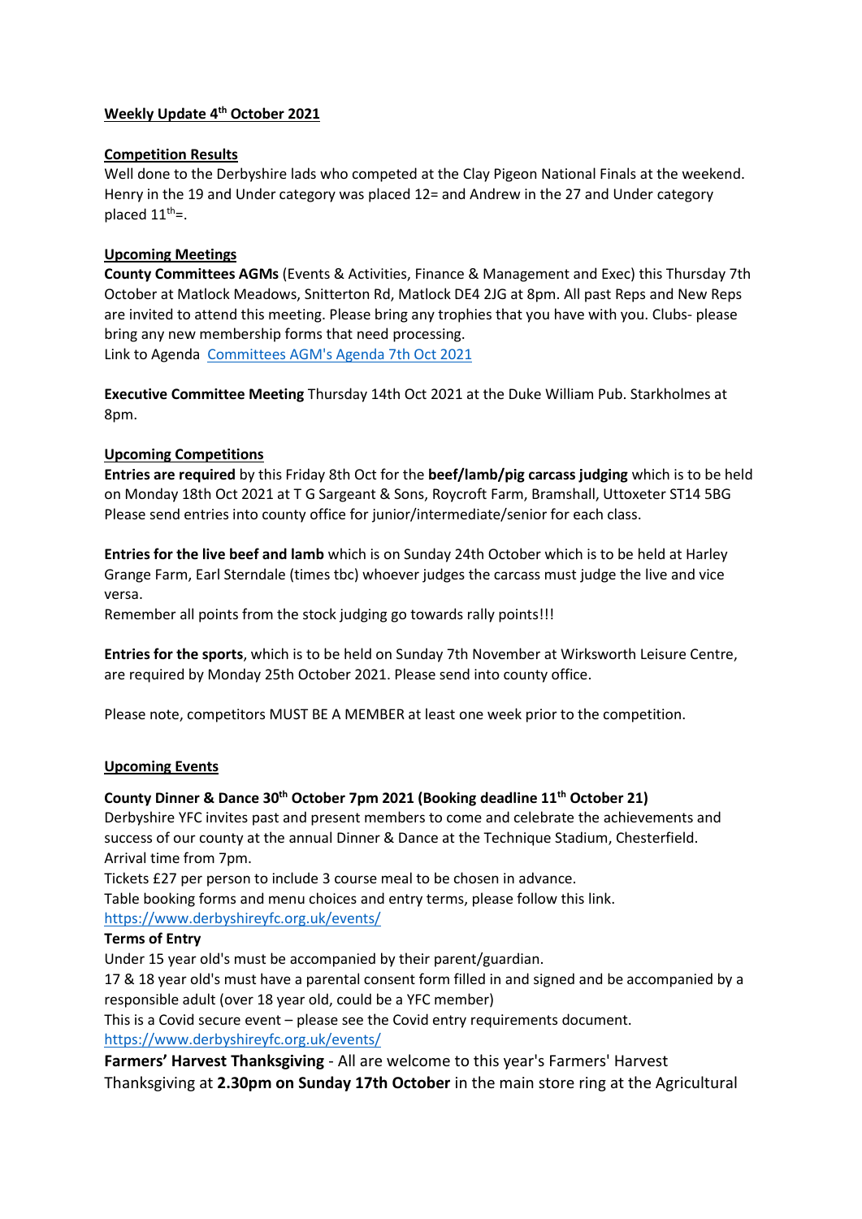## Weekly Update 4th October 2021

### Competition Results

Well done to the Derbyshire lads who competed at the Clay Pigeon National Finals at the weekend. Henry in the 19 and Under category was placed 12= and Andrew in the 27 and Under category placed 11th=.

### Upcoming Meetings

**County Committees AGMs** (Events & Activities, Finance & Management and Exec) this Thursday 7th October at Matlock Meadows, Snitterton Rd, Matlock DE4 2JG at 8pm. All past Reps and New Reps are invited to attend this meeting. Please bring any trophies that you have with you. Clubs- please bring any new membership forms that need processing.
Link to Agenda [Committees AGM's Agenda 7th Oct 2021]

**Executive Committee Meeting** Thursday 14th Oct 2021 at the Duke William Pub. Starkholmes at 8pm.

### Upcoming Competitions

**Entries are required** by this Friday 8th Oct for the **beef/lamb/pig carcass judging** which is to be held on Monday 18th Oct 2021 at T G Sargeant & Sons, Roycroft Farm, Bramshall, Uttoxeter ST14 5BG
Please send entries into county office for junior/intermediate/senior for each class.

**Entries for the live beef and lamb** which is on Sunday 24th October which is to be held at Harley Grange Farm, Earl Sterndale (times tbc) whoever judges the carcass must judge the live and vice versa.
Remember all points from the stock judging go towards rally points!!!

**Entries for the sports**, which is to be held on Sunday 7th November at Wirksworth Leisure Centre, are required by Monday 25th October 2021. Please send into county office.

Please note, competitors MUST BE A MEMBER at least one week prior to the competition.

### Upcoming Events

**County Dinner & Dance 30th October 7pm 2021 (Booking deadline 11th October 21)**
Derbyshire YFC invites past and present members to come and celebrate the achievements and success of our county at the annual Dinner & Dance at the Technique Stadium, Chesterfield.
Arrival time from 7pm.
Tickets £27 per person to include 3 course meal to be chosen in advance.
Table booking forms and menu choices and entry terms, please follow this link.
https://www.derbyshireyfc.org.uk/events/

**Terms of Entry**
Under 15 year old's must be accompanied by their parent/guardian.
17 & 18 year old's must have a parental consent form filled in and signed and be accompanied by a responsible adult (over 18 year old, could be a YFC member)
This is a Covid secure event – please see the Covid entry requirements document.
https://www.derbyshireyfc.org.uk/events/

**Farmers' Harvest Thanksgiving** - All are welcome to this year's Farmers' Harvest Thanksgiving at **2.30pm on Sunday 17th October** in the main store ring at the Agricultural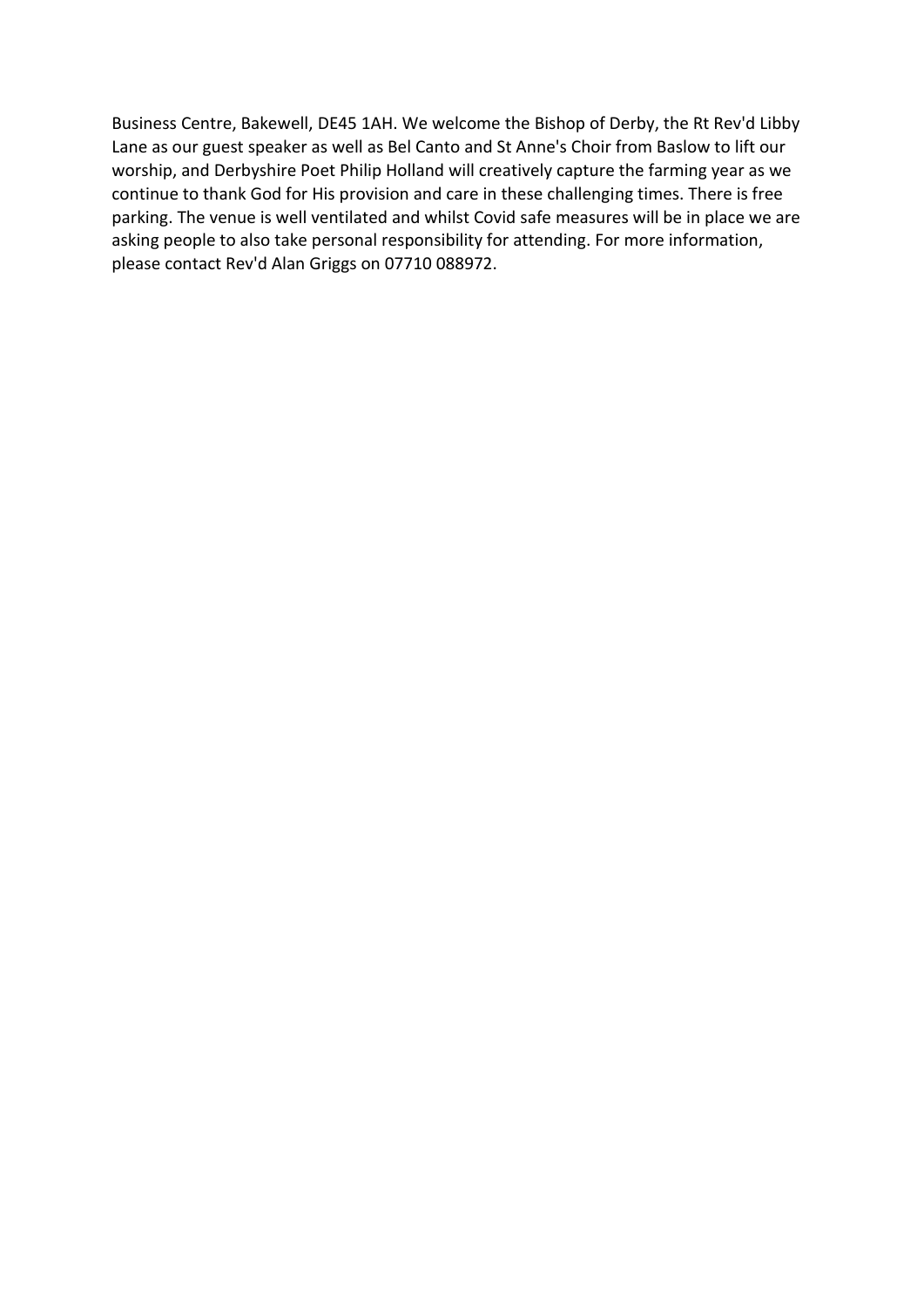Business Centre, Bakewell, DE45 1AH. We welcome the Bishop of Derby, the Rt Rev'd Libby Lane as our guest speaker as well as Bel Canto and St Anne's Choir from Baslow to lift our worship, and Derbyshire Poet Philip Holland will creatively capture the farming year as we continue to thank God for His provision and care in these challenging times. There is free parking. The venue is well ventilated and whilst Covid safe measures will be in place we are asking people to also take personal responsibility for attending. For more information, please contact Rev'd Alan Griggs on 07710 088972.